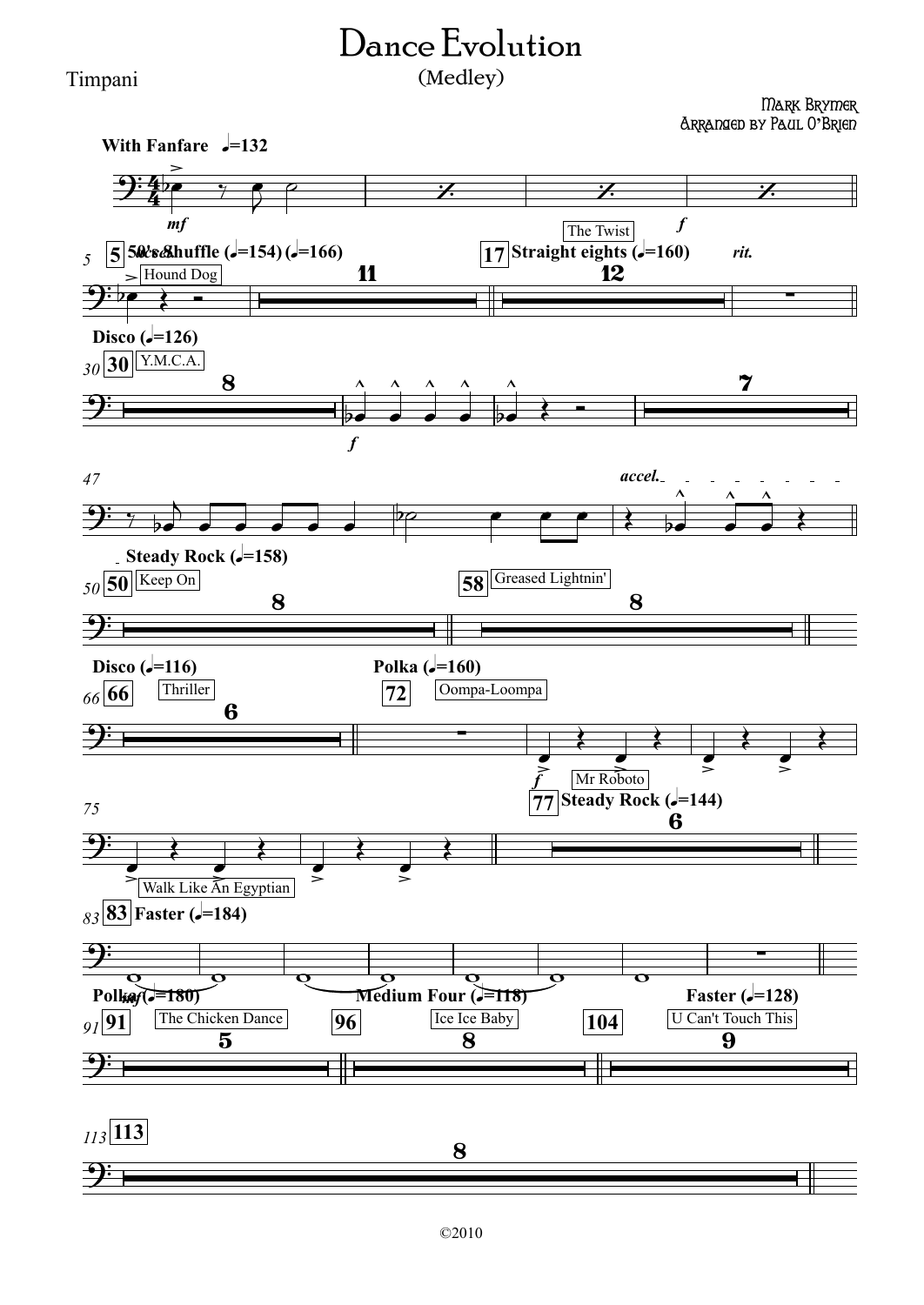# Dance Evolution

(Medley)

Timpani

Mark Brymer

Arranged by Paul O'Brien

**With Fanfare** ♩=132

5 — **50's Shuffle** (♩=154) (♩=166) — Hound Dog

17 — **Straight eights** (♩=160) — The Twist — *rit.*

30 — **Disco** (♩=126) — Y.M.C.A.

47 — *accel.*

50 — **Steady Rock** (♩=158) — Keep On

58 — Greased Lightnin'

66 — **Disco** (♩=116) — Thriller

72 — **Polka** (♩=160) — Oompa-Loompa

77 — **Steady Rock** (♩=144) — Mr Roboto — Walk Like An Egyptian

83 — **Faster** (♩=184)

91 — **Polka** (♩=180) — The Chicken Dance

96 — **Medium Four** (♩=118) — Ice Ice Baby

104 — **Faster** (♩=128) — U Can't Touch This

113

©2010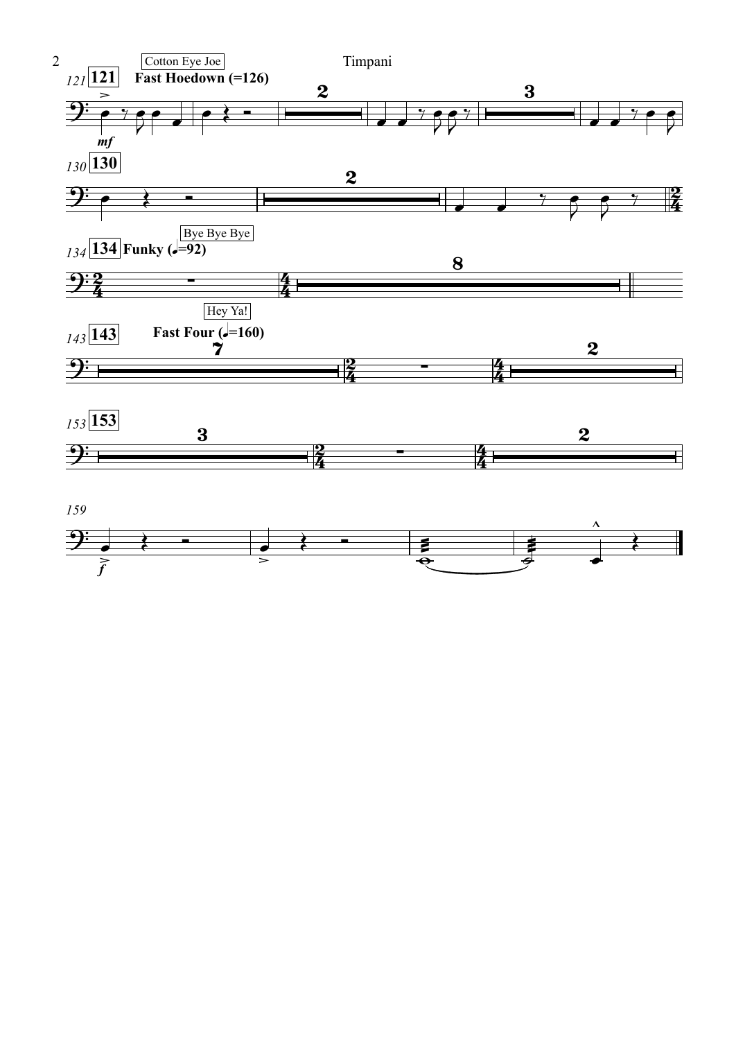Cotton Eye Joe

**121** **Fast Hoedown (=126)**

*mf*

**130**

Bye Bye Bye

**134** **Funky (♩.=92)**

Hey Ya!

**143** **Fast Four (♩.=160)**

**153**

159

*f*